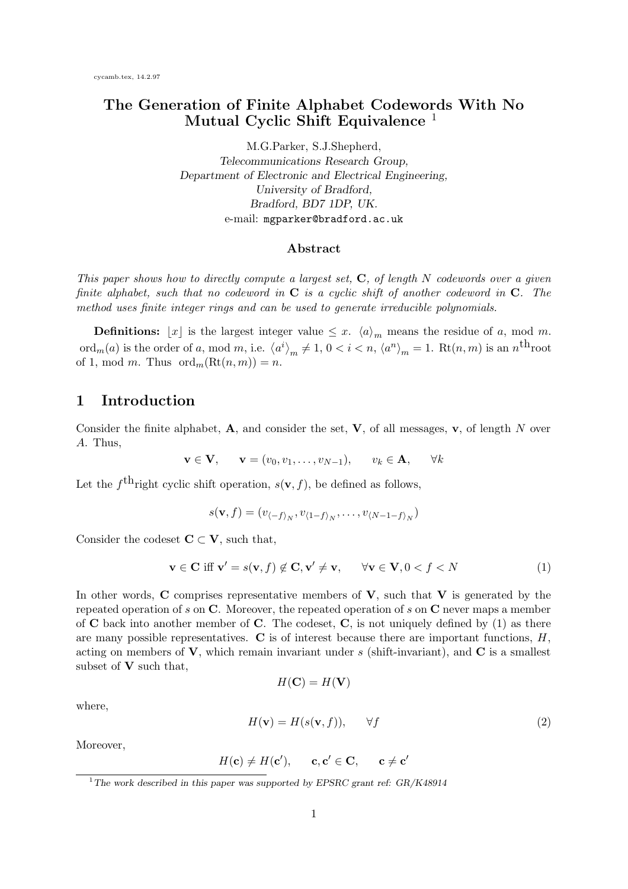cycamb.tex, 14.2.97

# The Generation of Finite Alphabet Codewords With No Mutual Cyclic Shift Equivalence [1]

M.G.Parker, S.J.Shepherd,
*Telecommunications Research Group,*
*Department of Electronic and Electrical Engineering,*
*University of Bradford,*
*Bradford, BD7 1DP, UK.*
e-mail: `mgparker@bradford.ac.uk`

### Abstract

*This paper shows how to directly compute a largest set, $\mathbf{C}$, of length $N$ codewords over a given finite alphabet, such that no codeword in $\mathbf{C}$ is a cyclic shift of another codeword in $\mathbf{C}$. The method uses finite integer rings and can be used to generate irreducible polynomials.*

**Definitions:** $\lfloor x \rfloor$ is the largest integer value $\leq x$. $\langle a \rangle_m$ means the residue of $a$, mod $m$. $\mathrm{ord}_m(a)$ is the order of $a$, mod $m$, i.e. $\langle a^i \rangle_m \neq 1$, $0 < i < n$, $\langle a^n \rangle_m = 1$. $\mathrm{Rt}(n, m)$ is an $n^{\mathrm{th}}$root of 1, mod $m$. Thus $\mathrm{ord}_m(\mathrm{Rt}(n, m)) = n$.

## 1 Introduction

Consider the finite alphabet, $\mathbf{A}$, and consider the set, $\mathbf{V}$, of all messages, $\mathbf{v}$, of length $N$ over $A$. Thus,

$$\mathbf{v} \in \mathbf{V}, \qquad \mathbf{v} = (v_0, v_1, \ldots, v_{N-1}), \qquad v_k \in \mathbf{A}, \qquad \forall k$$

Let the $f^{\mathrm{th}}$right cyclic shift operation, $s(\mathbf{v}, f)$, be defined as follows,

$$s(\mathbf{v}, f) = (v_{\langle -f \rangle_N}, v_{\langle 1-f \rangle_N}, \ldots, v_{\langle N-1-f \rangle_N})$$

Consider the codeset $\mathbf{C} \subset \mathbf{V}$, such that,

$$\mathbf{v} \in \mathbf{C} \text{ iff } \mathbf{v}' = s(\mathbf{v}, f) \notin \mathbf{C}, \mathbf{v}' \neq \mathbf{v}, \qquad \forall \mathbf{v} \in \mathbf{V}, 0 < f < N \tag{1}$$

In other words, $\mathbf{C}$ comprises representative members of $\mathbf{V}$, such that $\mathbf{V}$ is generated by the repeated operation of $s$ on $\mathbf{C}$. Moreover, the repeated operation of $s$ on $\mathbf{C}$ never maps a member of $\mathbf{C}$ back into another member of $\mathbf{C}$. The codeset, $\mathbf{C}$, is not uniquely defined by (1) as there are many possible representatives. $\mathbf{C}$ is of interest because there are important functions, $H$, acting on members of $\mathbf{V}$, which remain invariant under $s$ (shift-invariant), and $\mathbf{C}$ is a smallest subset of $\mathbf{V}$ such that,

$$H(\mathbf{C}) = H(\mathbf{V})$$

where,

$$H(\mathbf{v}) = H(s(\mathbf{v}, f)), \qquad \forall f \tag{2}$$

Moreover,

$$H(\mathbf{c}) \neq H(\mathbf{c}'), \qquad \mathbf{c}, \mathbf{c}' \in \mathbf{C}, \qquad \mathbf{c} \neq \mathbf{c}'$$

[1] *The work described in this paper was supported by EPSRC grant ref: GR/K48914*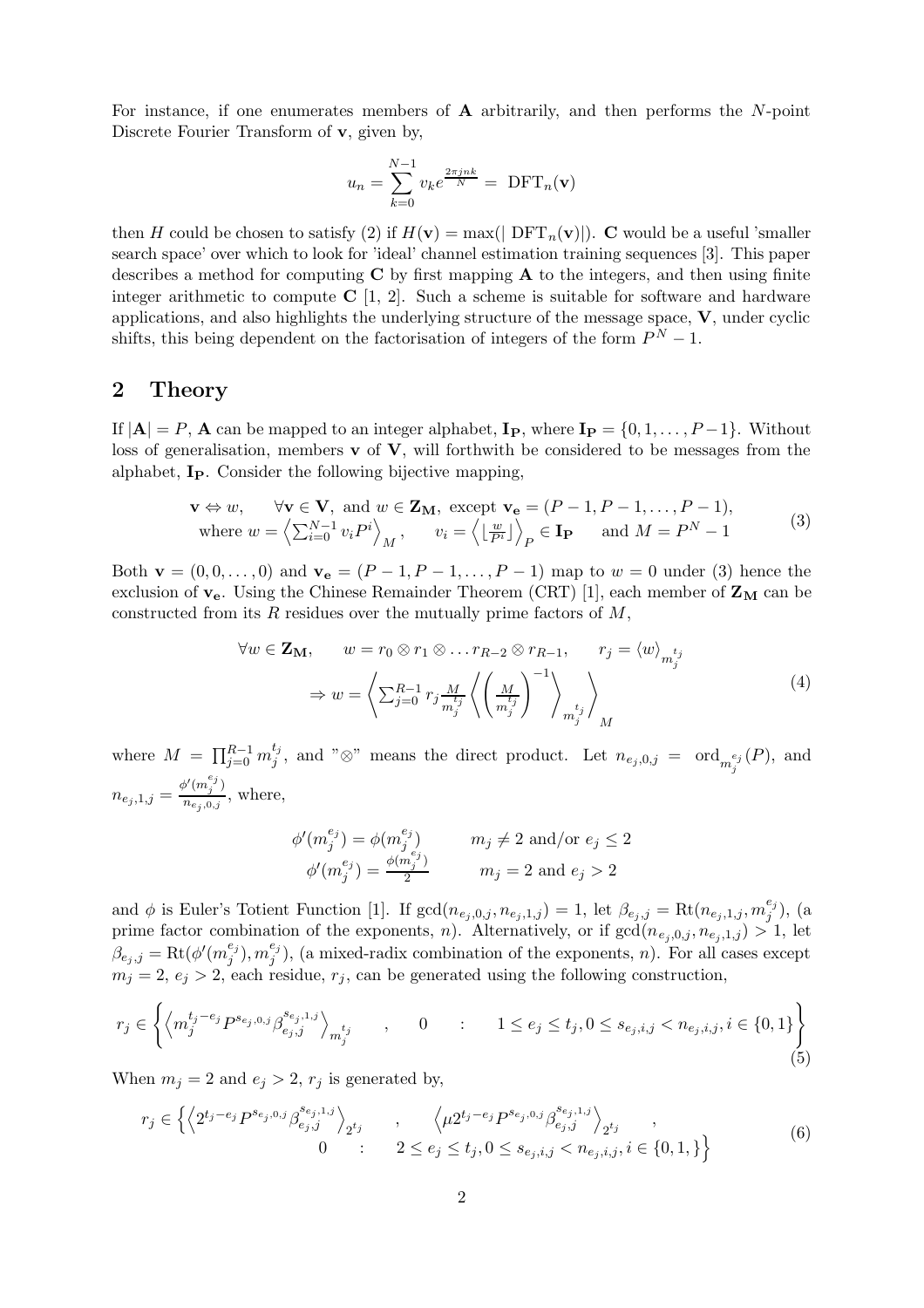For instance, if one enumerates members of $\mathbf{A}$ arbitrarily, and then performs the $N$-point Discrete Fourier Transform of $\mathbf{v}$, given by,

$$u_n = \sum_{k=0}^{N-1} v_k e^{\frac{2\pi jnk}{N}} = \text{ DFT}_n(\mathbf{v})$$

then $H$ could be chosen to satisfy (2) if $H(\mathbf{v}) = \max(|\text{ DFT}_n(\mathbf{v})|)$. $\mathbf{C}$ would be a useful 'smaller search space' over which to look for 'ideal' channel estimation training sequences [3]. This paper describes a method for computing $\mathbf{C}$ by first mapping $\mathbf{A}$ to the integers, and then using finite integer arithmetic to compute $\mathbf{C}$ [1, 2]. Such a scheme is suitable for software and hardware applications, and also highlights the underlying structure of the message space, $\mathbf{V}$, under cyclic shifts, this being dependent on the factorisation of integers of the form $P^N - 1$.

## 2 Theory

If $|\mathbf{A}| = P$, $\mathbf{A}$ can be mapped to an integer alphabet, $\mathbf{I_P}$, where $\mathbf{I_P} = \{0, 1, \ldots, P-1\}$. Without loss of generalisation, members $\mathbf{v}$ of $\mathbf{V}$, will forthwith be considered to be messages from the alphabet, $\mathbf{I_P}$. Consider the following bijective mapping,

$$\begin{array}{ll} \mathbf{v} \Leftrightarrow w, \quad \forall \mathbf{v} \in \mathbf{V}, \text{ and } w \in \mathbf{Z_M}, \text{ except } \mathbf{v_e} = (P-1, P-1, \ldots, P-1), \\ \text{where } w = \left\langle \sum_{i=0}^{N-1} v_i P^i \right\rangle_M, \quad v_i = \left\langle \lfloor \frac{w}{P^i} \rfloor \right\rangle_P \in \mathbf{I_P} \quad \text{and } M = P^N - 1 \end{array} \tag{3}$$

Both $\mathbf{v} = (0, 0, \ldots, 0)$ and $\mathbf{v_e} = (P-1, P-1, \ldots, P-1)$ map to $w = 0$ under (3) hence the exclusion of $\mathbf{v_e}$. Using the Chinese Remainder Theorem (CRT) [1], each member of $\mathbf{Z_M}$ can be constructed from its $R$ residues over the mutually prime factors of $M$,

$$\begin{array}{c} \forall w \in \mathbf{Z_M}, \quad w = r_0 \otimes r_1 \otimes \ldots r_{R-2} \otimes r_{R-1}, \quad r_j = \langle w \rangle_{m_j^{t_j}} \\ \Rightarrow w = \left\langle \sum_{j=0}^{R-1} r_j \frac{M}{m_j^{t_j}} \left\langle \left( \frac{M}{m_j^{t_j}} \right)^{-1} \right\rangle_{m_j^{t_j}} \right\rangle_M \end{array} \tag{4}$$

where $M = \prod_{j=0}^{R-1} m_j^{t_j}$, and "$\otimes$" means the direct product. Let $n_{e_j,0,j} = \text{ ord}_{m_j^{e_j}}(P)$, and $n_{e_j,1,j} = \frac{\phi'(m_j^{e_j})}{n_{e_j,0,j}}$, where,

$$\begin{array}{ll} \phi'(m_j^{e_j}) = \phi(m_j^{e_j}) & m_j \neq 2 \text{ and/or } e_j \leq 2 \\ \phi'(m_j^{e_j}) = \frac{\phi(m_j^{e_j})}{2} & m_j = 2 \text{ and } e_j > 2 \end{array}$$

and $\phi$ is Euler's Totient Function [1]. If $\gcd(n_{e_j,0,j}, n_{e_j,1,j}) = 1$, let $\beta_{e_j,j} = \text{Rt}(n_{e_j,1,j}, m_j^{e_j})$, (a prime factor combination of the exponents, $n$). Alternatively, or if $\gcd(n_{e_j,0,j}, n_{e_j,1,j}) > 1$, let $\beta_{e_j,j} = \text{Rt}(\phi'(m_j^{e_j}), m_j^{e_j})$, (a mixed-radix combination of the exponents, $n$). For all cases except $m_j = 2$, $e_j > 2$, each residue, $r_j$, can be generated using the following construction,

$$r_j \in \left\{ \left\langle m_j^{t_j - e_j} P^{s_{e_j,0,j}} \beta_{e_j,j}^{s_{e_j,1,j}} \right\rangle_{m_j^{t_j}} \quad , \quad 0 \quad : \quad 1 \leq e_j \leq t_j, 0 \leq s_{e_j,i,j} < n_{e_j,i,j}, i \in \{0, 1\} \right\} \tag{5}$$

When $m_j = 2$ and $e_j > 2$, $r_j$ is generated by,

$$\begin{array}{c} r_j \in \left\{ \left\langle 2^{t_j - e_j} P^{s_{e_j,0,j}} \beta_{e_j,j}^{s_{e_j,1,j}} \right\rangle_{2^{t_j}} \quad , \quad \left\langle \mu 2^{t_j - e_j} P^{s_{e_j,0,j}} \beta_{e_j,j}^{s_{e_j,1,j}} \right\rangle_{2^{t_j}} \quad , \\ 0 \quad : \quad 2 \leq e_j \leq t_j, 0 \leq s_{e_j,i,j} < n_{e_j,i,j}, i \in \{0, 1, \} \right\} \end{array} \tag{6}$$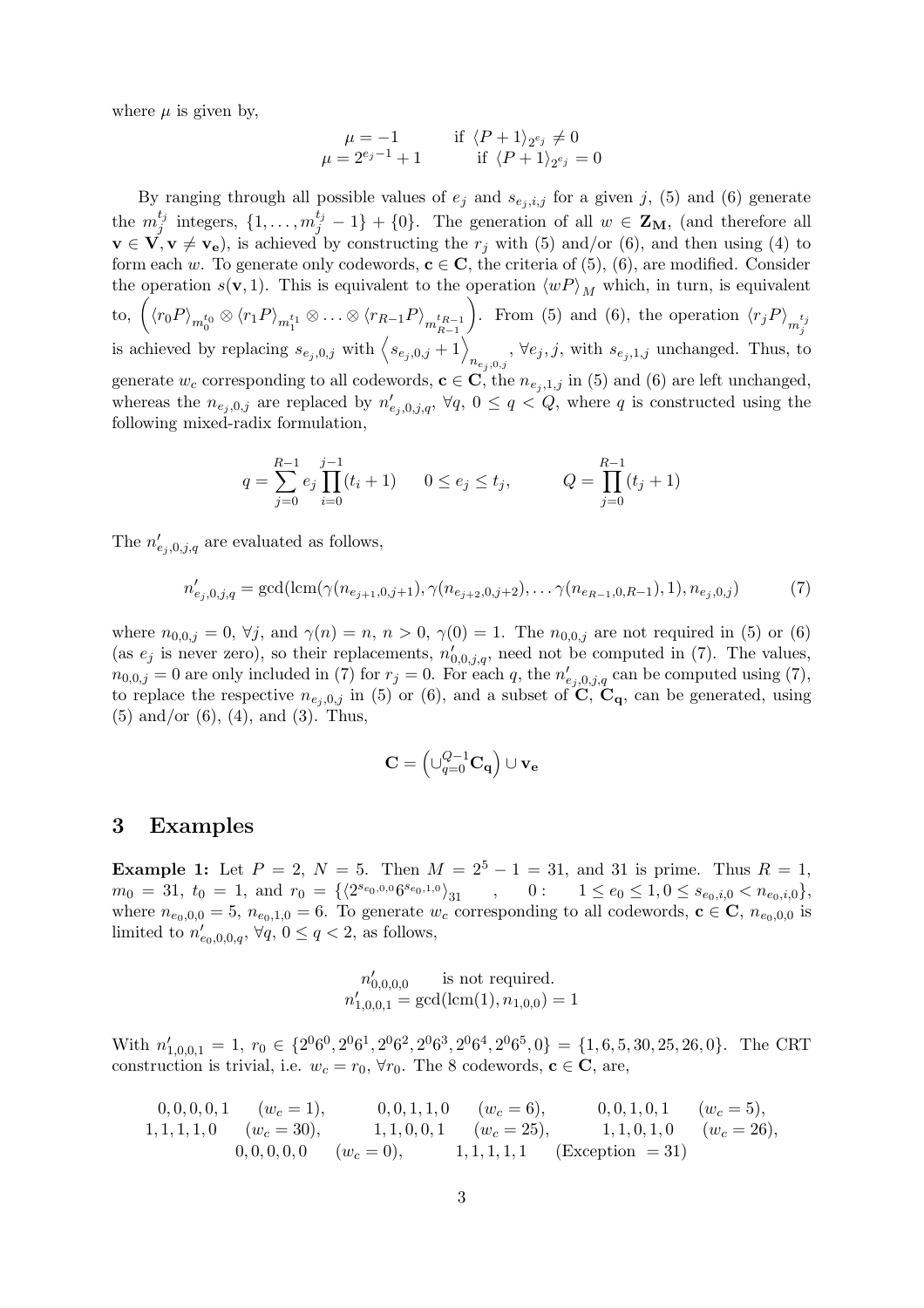where $\mu$ is given by,

$$\mu = -1 \qquad \text{if } \langle P+1\rangle_{2^{e_j}} \neq 0$$
$$\mu = 2^{e_j-1}+1 \qquad \text{if } \langle P+1\rangle_{2^{e_j}} = 0$$

By ranging through all possible values of $e_j$ and $s_{e_j,i,j}$ for a given $j$, (5) and (6) generate the $m_j^{t_j}$ integers, $\{1,\ldots,m_j^{t_j}-1\}+\{0\}$. The generation of all $w \in \mathbf{Z_M}$, (and therefore all $\mathbf{v} \in \mathbf{V}, \mathbf{v} \neq \mathbf{v_e}$), is achieved by constructing the $r_j$ with (5) and/or (6), and then using (4) to form each $w$. To generate only codewords, $\mathbf{c} \in \mathbf{C}$, the criteria of (5), (6), are modified. Consider the operation $s(\mathbf{v},1)$. This is equivalent to the operation $\langle wP\rangle_M$ which, in turn, is equivalent to, $\left(\langle r_0P\rangle_{m_0^{t_0}} \otimes \langle r_1P\rangle_{m_1^{t_1}} \otimes \ldots \otimes \langle r_{R-1}P\rangle_{m_{R-1}^{t_{R-1}}}\right)$. From (5) and (6), the operation $\langle r_jP\rangle_{m_j^{t_j}}$ is achieved by replacing $s_{e_j,0,j}$ with $\left\langle s_{e_j,0,j}+1\right\rangle_{n_{e_j,0,j}}$, $\forall e_j, j$, with $s_{e_j,1,j}$ unchanged. Thus, to generate $w_c$ corresponding to all codewords, $\mathbf{c} \in \mathbf{C}$, the $n_{e_j,1,j}$ in (5) and (6) are left unchanged, whereas the $n_{e_j,0,j}$ are replaced by $n'_{e_j,0,j,q}$, $\forall q$, $0 \leq q < Q$, where $q$ is constructed using the following mixed-radix formulation,

$$q = \sum_{j=0}^{R-1} e_j \prod_{i=0}^{j-1}(t_i+1) \qquad 0 \leq e_j \leq t_j, \qquad\qquad Q = \prod_{j=0}^{R-1}(t_j+1)$$

The $n'_{e_j,0,j,q}$ are evaluated as follows,

$$n'_{e_j,0,j,q} = \gcd(\mathrm{lcm}(\gamma(n_{e_{j+1},0,j+1}), \gamma(n_{e_{j+2},0,j+2}), \ldots \gamma(n_{e_{R-1},0,R-1}), 1), n_{e_j,0,j}) \tag{7}$$

where $n_{0,0,j}=0$, $\forall j$, and $\gamma(n)=n$, $n>0$, $\gamma(0)=1$. The $n_{0,0,j}$ are not required in (5) or (6) (as $e_j$ is never zero), so their replacements, $n'_{0,0,j,q}$, need not be computed in (7). The values, $n_{0,0,j}=0$ are only included in (7) for $r_j=0$. For each $q$, the $n'_{e_j,0,j,q}$ can be computed using (7), to replace the respective $n_{e_j,0,j}$ in (5) or (6), and a subset of $\mathbf{C}$, $\mathbf{C_q}$, can be generated, using (5) and/or (6), (4), and (3). Thus,

$$\mathbf{C} = \left(\cup_{q=0}^{Q-1}\mathbf{C_q}\right) \cup \mathbf{v_e}$$

## 3 Examples

**Example 1:** Let $P=2$, $N=5$. Then $M=2^5-1=31$, and 31 is prime. Thus $R=1$, $m_0=31$, $t_0=1$, and $r_0=\{\langle 2^{s_{e_0,0,0}}6^{s_{e_0,1,0}}\rangle_{31} \quad , \quad 0: \quad 1 \leq e_0 \leq 1, 0 \leq s_{e_0,i,0} < n_{e_0,i,0}\}$, where $n_{e_0,0,0}=5$, $n_{e_0,1,0}=6$. To generate $w_c$ corresponding to all codewords, $\mathbf{c} \in \mathbf{C}$, $n_{e_0,0,0}$ is limited to $n'_{e_0,0,0,q}$, $\forall q$, $0 \leq q < 2$, as follows,

$$n'_{0,0,0,0} \quad \text{is not required.}$$
$$n'_{1,0,0,1} = \gcd(\mathrm{lcm}(1), n_{1,0,0}) = 1$$

With $n'_{1,0,0,1}=1$, $r_0 \in \{2^06^0, 2^06^1, 2^06^2, 2^06^3, 2^06^4, 2^06^5, 0\} = \{1,6,5,30,25,26,0\}$. The CRT construction is trivial, i.e. $w_c=r_0$, $\forall r_0$. The 8 codewords, $\mathbf{c} \in \mathbf{C}$, are,

$0,0,0,0,1 \quad (w_c=1), \qquad 0,0,1,1,0 \quad (w_c=6), \qquad 0,0,1,0,1 \quad (w_c=5),$
$1,1,1,1,0 \quad (w_c=30), \qquad 1,1,0,0,1 \quad (w_c=25), \qquad 1,1,0,1,0 \quad (w_c=26),$
$0,0,0,0,0 \quad (w_c=0), \qquad 1,1,1,1,1 \quad (\text{Exception } = 31)$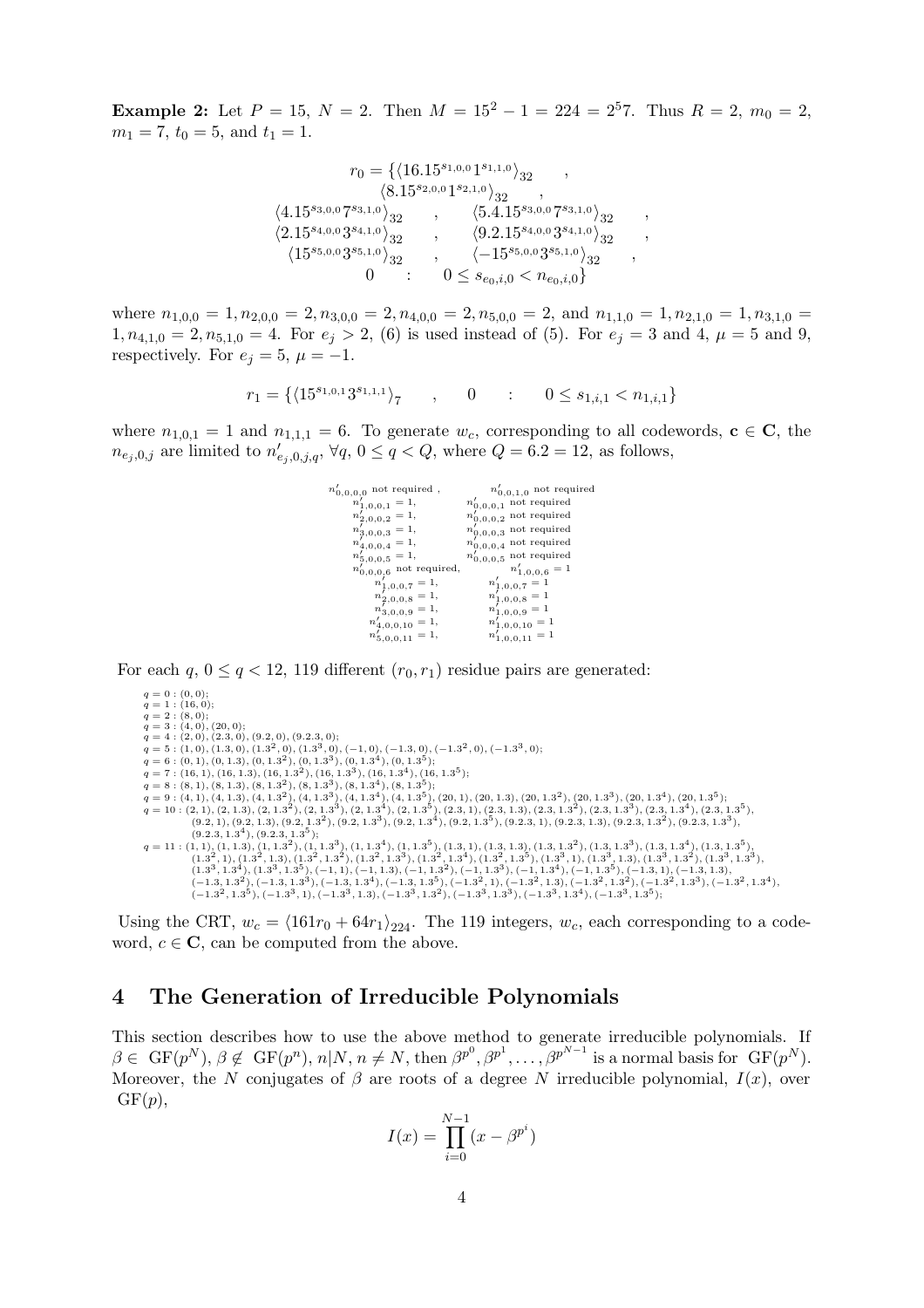**Example 2:** Let $P = 15$, $N = 2$. Then $M = 15^2 - 1 = 224 = 2^5 7$. Thus $R = 2$, $m_0 = 2$, $m_1 = 7$, $t_0 = 5$, and $t_1 = 1$.

$$
\begin{array}{ccc}
r_0 = \{ \langle 16.15^{s_{1,0,0}} 1^{s_{1,1,0}} \rangle_{32} & , & \\
\langle 8.15^{s_{2,0,0}} 1^{s_{2,1,0}} \rangle_{32} & , & \\
\langle 4.15^{s_{3,0,0}} 7^{s_{3,1,0}} \rangle_{32} & , & \langle 5.4.15^{s_{3,0,0}} 7^{s_{3,1,0}} \rangle_{32} \quad , \\
\langle 2.15^{s_{4,0,0}} 3^{s_{4,1,0}} \rangle_{32} & , & \langle 9.2.15^{s_{4,0,0}} 3^{s_{4,1,0}} \rangle_{32} \quad , \\
\langle 15^{s_{5,0,0}} 3^{s_{5,1,0}} \rangle_{32} & , & \langle -15^{s_{5,0,0}} 3^{s_{5,1,0}} \rangle_{32} \quad , \\
0 & : & 0 \le s_{e_0,i,0} < n_{e_0,i,0} \}
\end{array}
$$

where $n_{1,0,0} = 1, n_{2,0,0} = 2, n_{3,0,0} = 2, n_{4,0,0} = 2, n_{5,0,0} = 2$, and $n_{1,1,0} = 1, n_{2,1,0} = 1, n_{3,1,0} = 1, n_{4,1,0} = 2, n_{5,1,0} = 4$. For $e_j > 2$, (6) is used instead of (5). For $e_j = 3$ and 4, $\mu = 5$ and 9, respectively. For $e_j = 5$, $\mu = -1$.

$$
r_1 = \{ \langle 15^{s_{1,0,1}} 3^{s_{1,1,1}} \rangle_7 \quad , \quad 0 \quad : \quad 0 \le s_{1,i,1} < n_{1,i,1} \}
$$

where $n_{1,0,1} = 1$ and $n_{1,1,1} = 6$. To generate $w_c$, corresponding to all codewords, $\mathbf{c} \in \mathbf{C}$, the $n_{e_j,0,j}$ are limited to $n'_{e_j,0,j,q}$, $\forall q$, $0 \le q < Q$, where $Q = 6.2 = 12$, as follows,

$$
\begin{array}{cc}
n'_{0,0,0,0} \text{ not required }, & n'_{0,0,1,0} \text{ not required} \\
n'_{1,0,0,1} = 1, & n'_{0,0,0,1} \text{ not required} \\
n'_{2,0,0,2} = 1, & n'_{0,0,0,2} \text{ not required} \\
n'_{3,0,0,3} = 1, & n'_{0,0,0,3} \text{ not required} \\
n'_{4,0,0,4} = 1, & n'_{0,0,0,4} \text{ not required} \\
n'_{5,0,0,5} = 1, & n'_{0,0,0,5} \text{ not required} \\
n'_{0,0,0,6} \text{ not required}, & n'_{1,0,0,6} = 1 \\
n'_{1,0,0,7} = 1, & n'_{1,0,0,7} = 1 \\
n'_{2,0,0,8} = 1, & n'_{1,0,0,8} = 1 \\
n'_{3,0,0,9} = 1, & n'_{1,0,0,9} = 1 \\
n'_{4,0,0,10} = 1, & n'_{1,0,0,10} = 1 \\
n'_{5,0,0,11} = 1, & n'_{1,0,0,11} = 1
\end{array}
$$

For each $q$, $0 \le q < 12$, 119 different $(r_0, r_1)$ residue pairs are generated:

$q = 0 : (0, 0);$
$q = 1 : (16, 0);$
$q = 2 : (8, 0);$
$q = 3 : (4, 0), (20, 0);$
$q = 4 : (2, 0), (2.3, 0), (9.2, 0), (9.2.3, 0);$
$q = 5 : (1, 0), (1.3, 0), (1.3^2, 0), (1.3^3, 0), (-1, 0), (-1.3, 0), (-1.3^2, 0), (-1.3^3, 0);$
$q = 6 : (0, 1), (0, 1.3), (0, 1.3^2), (0, 1.3^3), (0, 1.3^4), (0, 1.3^5);$
$q = 7 : (16, 1), (16, 1.3), (16, 1.3^2), (16, 1.3^3), (16, 1.3^4), (16, 1.3^5);$
$q = 8 : (8, 1), (8, 1.3), (8, 1.3^2), (8, 1.3^3), (8, 1.3^4), (8, 1.3^5);$
$q = 9 : (4, 1), (4, 1.3), (4, 1.3^2), (4, 1.3^3), (4, 1.3^4), (4, 1.3^5), (20, 1), (20, 1.3), (20, 1.3^2), (20, 1.3^3), (20, 1.3^4), (20, 1.3^5);$
$q = 10 : (2, 1), (2, 1.3), (2, 1.3^2), (2, 1.3^3), (2, 1.3^4), (2, 1.3^5), (2.3, 1), (2.3, 1.3), (2.3, 1.3^2), (2.3, 1.3^3), (2.3, 1.3^4), (2.3, 1.3^5), (9.2, 1), (9.2, 1.3), (9.2, 1.3^2), (9.2, 1.3^3), (9.2, 1.3^4), (9.2, 1.3^5), (9.2.3, 1), (9.2.3, 1.3), (9.2.3, 1.3^2), (9.2.3, 1.3^3), (9.2.3, 1.3^4), (9.2.3, 1.3^5);$
$q = 11 : (1, 1), (1, 1.3), (1, 1.3^2), (1, 1.3^3), (1, 1.3^4), (1, 1.3^5), (1.3, 1), (1.3, 1.3), (1.3, 1.3^2), (1.3, 1.3^3), (1.3, 1.3^4), (1.3, 1.3^5), (1.3^2, 1), (1.3^2, 1.3), (1.3^2, 1.3^2), (1.3^2, 1.3^3), (1.3^2, 1.3^4), (1.3^2, 1.3^5), (1.3^3, 1), (1.3^3, 1.3), (1.3^3, 1.3^2), (1.3^3, 1.3^3), (1.3^3, 1.3^4), (1.3^3, 1.3^5), (-1, 1), (-1, 1.3), (-1, 1.3^2), (-1, 1.3^3), (-1, 1.3^4), (-1, 1.3^5), (-1.3, 1), (-1.3, 1.3), (-1.3, 1.3^2), (-1.3, 1.3^3), (-1.3, 1.3^4), (-1.3, 1.3^5), (-1.3^2, 1), (-1.3^2, 1.3), (-1.3^2, 1.3^2), (-1.3^2, 1.3^3), (-1.3^2, 1.3^4), (-1.3^2, 1.3^5), (-1.3^3, 1), (-1.3^3, 1.3), (-1.3^3, 1.3^2), (-1.3^3, 1.3^3), (-1.3^3, 1.3^4), (-1.3^3, 1.3^5);$

Using the CRT, $w_c = \langle 161 r_0 + 64 r_1 \rangle_{224}$. The 119 integers, $w_c$, each corresponding to a codeword, $c \in \mathbf{C}$, can be computed from the above.

# 4 The Generation of Irreducible Polynomials

This section describes how to use the above method to generate irreducible polynomials. If $\beta \in \mathrm{GF}(p^N)$, $\beta \notin \mathrm{GF}(p^n)$, $n|N$, $n \ne N$, then $\beta^{p^0}, \beta^{p^1}, \ldots, \beta^{p^{N-1}}$ is a normal basis for $\mathrm{GF}(p^N)$. Moreover, the $N$ conjugates of $\beta$ are roots of a degree $N$ irreducible polynomial, $I(x)$, over $\mathrm{GF}(p)$,

$$
I(x) = \prod_{i=0}^{N-1} (x - \beta^{p^i})
$$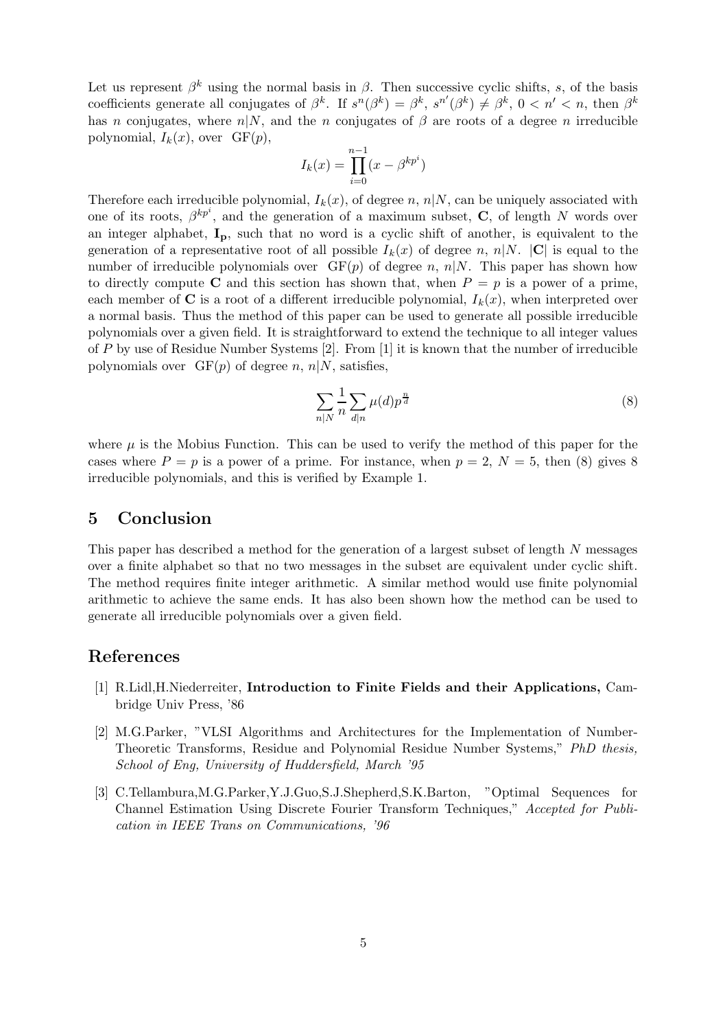Let us represent $\beta^k$ using the normal basis in $\beta$. Then successive cyclic shifts, $s$, of the basis coefficients generate all conjugates of $\beta^k$. If $s^n(\beta^k) = \beta^k$, $s^{n'}(\beta^k) \neq \beta^k$, $0 < n' < n$, then $\beta^k$ has $n$ conjugates, where $n|N$, and the $n$ conjugates of $\beta$ are roots of a degree $n$ irreducible polynomial, $I_k(x)$, over GF($p$),

$$I_k(x) = \prod_{i=0}^{n-1}(x - \beta^{kp^i})$$

Therefore each irreducible polynomial, $I_k(x)$, of degree $n$, $n|N$, can be uniquely associated with one of its roots, $\beta^{kp^i}$, and the generation of a maximum subset, $\mathbf{C}$, of length $N$ words over an integer alphabet, $\mathbf{I_p}$, such that no word is a cyclic shift of another, is equivalent to the generation of a representative root of all possible $I_k(x)$ of degree $n$, $n|N$. $|\mathbf{C}|$ is equal to the number of irreducible polynomials over GF($p$) of degree $n$, $n|N$. This paper has shown how to directly compute $\mathbf{C}$ and this section has shown that, when $P = p$ is a power of a prime, each member of $\mathbf{C}$ is a root of a different irreducible polynomial, $I_k(x)$, when interpreted over a normal basis. Thus the method of this paper can be used to generate all possible irreducible polynomials over a given field. It is straightforward to extend the technique to all integer values of $P$ by use of Residue Number Systems [2]. From [1] it is known that the number of irreducible polynomials over GF($p$) of degree $n$, $n|N$, satisfies,

$$\sum_{n|N} \frac{1}{n} \sum_{d|n} \mu(d) p^{\frac{n}{d}} \tag{8}$$

where $\mu$ is the Mobius Function. This can be used to verify the method of this paper for the cases where $P = p$ is a power of a prime. For instance, when $p = 2$, $N = 5$, then (8) gives 8 irreducible polynomials, and this is verified by Example 1.

## 5 Conclusion

This paper has described a method for the generation of a largest subset of length $N$ messages over a finite alphabet so that no two messages in the subset are equivalent under cyclic shift. The method requires finite integer arithmetic. A similar method would use finite polynomial arithmetic to achieve the same ends. It has also been shown how the method can be used to generate all irreducible polynomials over a given field.

## References

[1] R.Lidl,H.Niederreiter, **Introduction to Finite Fields and their Applications,** Cambridge Univ Press, '86

[2] M.G.Parker, "VLSI Algorithms and Architectures for the Implementation of Number-Theoretic Transforms, Residue and Polynomial Residue Number Systems," *PhD thesis, School of Eng, University of Huddersfield, March '95*

[3] C.Tellambura,M.G.Parker,Y.J.Guo,S.J.Shepherd,S.K.Barton, "Optimal Sequences for Channel Estimation Using Discrete Fourier Transform Techniques," *Accepted for Publication in IEEE Trans on Communications, '96*